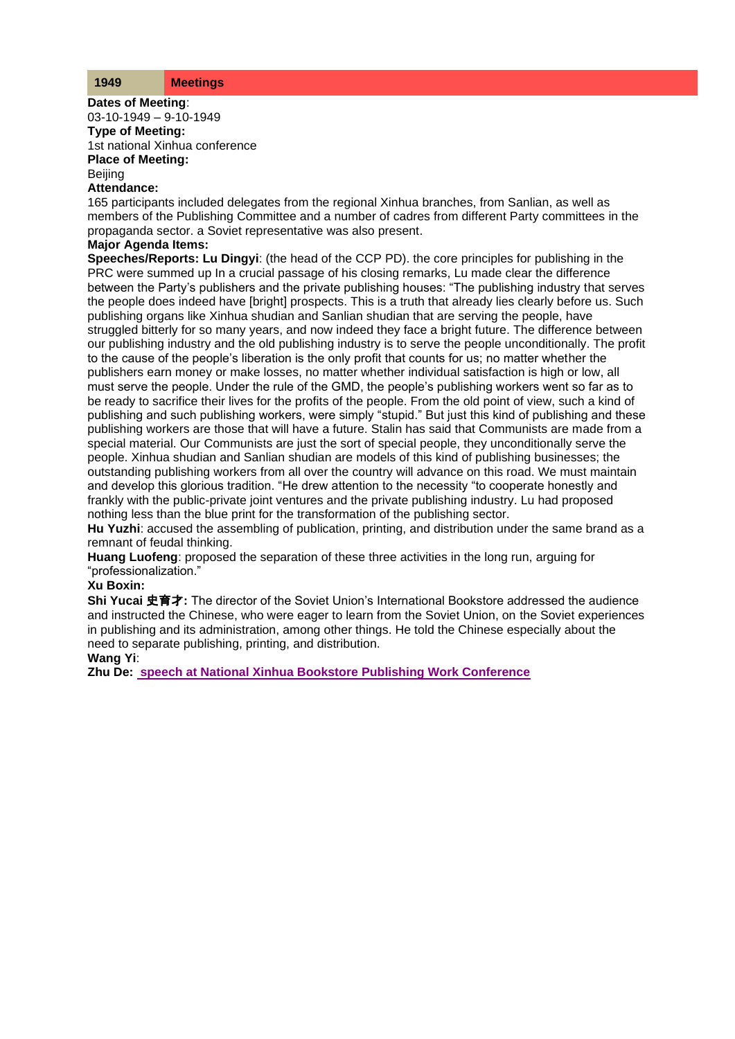| 1949 | Meetings |
|---|---|

**Dates of Meeting**:
03-10-1949 – 9-10-1949
**Type of Meeting:**
1st national Xinhua conference
**Place of Meeting:**
Beijing
**Attendance:**
165 participants included delegates from the regional Xinhua branches, from Sanlian, as well as members of the Publishing Committee and a number of cadres from different Party committees in the propaganda sector. a Soviet representative was also present.
**Major Agenda Items:**
**Speeches/Reports: Lu Dingyi**: (the head of the CCP PD). the core principles for publishing in the PRC were summed up In a crucial passage of his closing remarks, Lu made clear the difference between the Party's publishers and the private publishing houses: "The publishing industry that serves the people does indeed have [bright] prospects. This is a truth that already lies clearly before us. Such publishing organs like Xinhua shudian and Sanlian shudian that are serving the people, have struggled bitterly for so many years, and now indeed they face a bright future. The difference between our publishing industry and the old publishing industry is to serve the people unconditionally. The profit to the cause of the people's liberation is the only profit that counts for us; no matter whether the publishers earn money or make losses, no matter whether individual satisfaction is high or low, all must serve the people. Under the rule of the GMD, the people's publishing workers went so far as to be ready to sacrifice their lives for the profits of the people. From the old point of view, such a kind of publishing and such publishing workers, were simply "stupid." But just this kind of publishing and these publishing workers are those that will have a future. Stalin has said that Communists are made from a special material. Our Communists are just the sort of special people, they unconditionally serve the people. Xinhua shudian and Sanlian shudian are models of this kind of publishing businesses; the outstanding publishing workers from all over the country will advance on this road. We must maintain and develop this glorious tradition. "He drew attention to the necessity "to cooperate honestly and frankly with the public-private joint ventures and the private publishing industry. Lu had proposed nothing less than the blue print for the transformation of the publishing sector.
**Hu Yuzhi**: accused the assembling of publication, printing, and distribution under the same brand as a remnant of feudal thinking.
**Huang Luofeng**: proposed the separation of these three activities in the long run, arguing for "professionalization."
**Xu Boxin:**
**Shi Yucai 史育才:** The director of the Soviet Union's International Bookstore addressed the audience and instructed the Chinese, who were eager to learn from the Soviet Union, on the Soviet experiences in publishing and its administration, among other things. He told the Chinese especially about the need to separate publishing, printing, and distribution.
**Wang Yi**:
**Zhu De:** speech at National Xinhua Bookstore Publishing Work Conference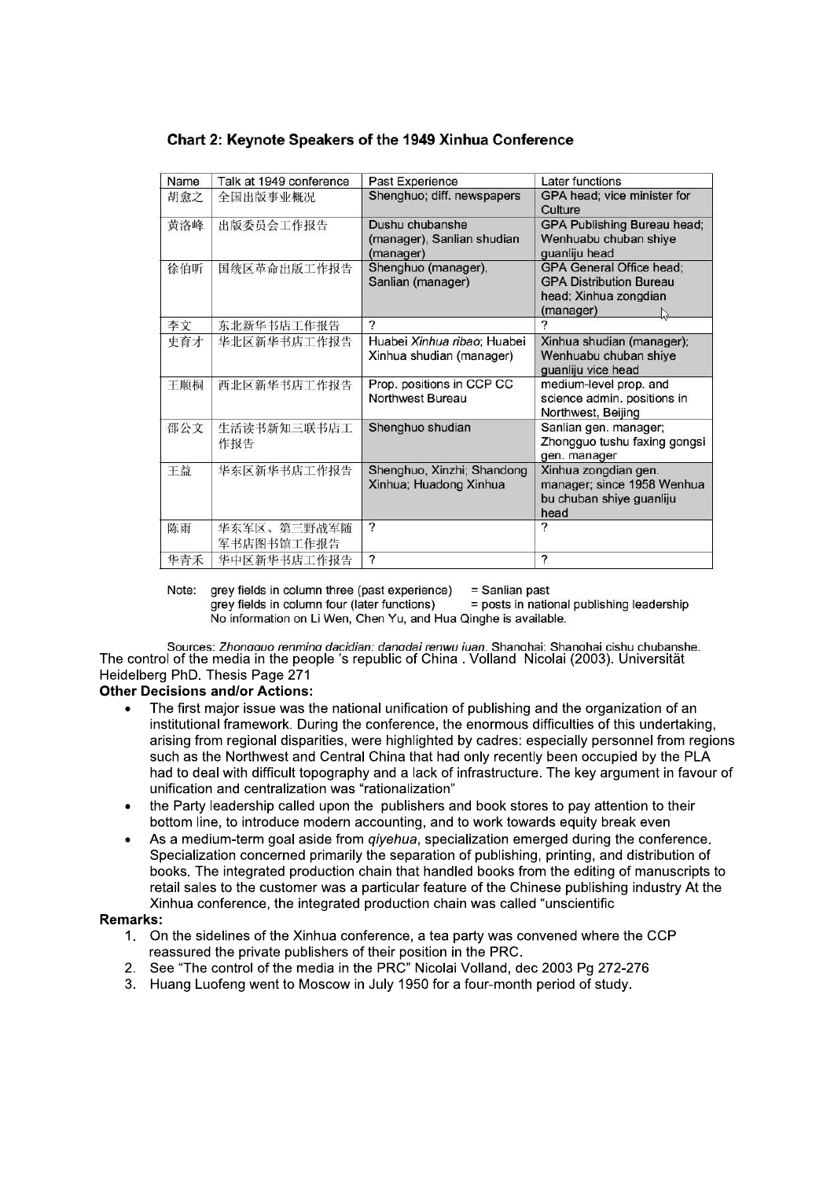**Chart 2: Keynote Speakers of the 1949 Xinhua Conference**

| Name | Talk at 1949 conference | Past Experience | Later functions |
|---|---|---|---|
| 胡愈之 | 全国出版事业概况 | Shenghuo; diff. newspapers | GPA head; vice minister for Culture |
| 黄洛峰 | 出版委员会工作报告 | Dushu chubanshe (manager), Sanlian shudian (manager) | GPA Publishing Bureau head; Wenhuabu chuban shiye guanliju head |
| 徐伯昕 | 国统区革命出版工作报告 | Shenghuo (manager), Sanlian (manager) | GPA General Office head; GPA Distribution Bureau head; Xinhua zongdian (manager) |
| 李文 | 东北新华书店工作报告 | ? | ? |
| 史育才 | 华北区新华书店工作报告 | Huabei *Xinhua ribao*; Huabei Xinhua shudian (manager) | Xinhua shudian (manager); Wenhuabu chuban shiye guanliju vice head |
| 王顺桐 | 西北区新华书店工作报告 | Prop. positions in CCP CC Northwest Bureau | medium-level prop. and science admin. positions in Northwest, Beijing |
| 邵公文 | 生活读书新知三联书店工作报告 | Shenghuo shudian | Sanlian gen. manager; Zhongguo tushu faxing gongsi gen. manager |
| 王益 | 华东区新华书店工作报告 | Shenghuo, Xinzhi; Shandong Xinhua; Huadong Xinhua | Xinhua zongdian gen. manager; since 1958 Wenhua bu chuban shiye guanliju head |
| 陈雨 | 华东军区、第三野战军随军书店图书馆工作报告 | ? | ? |
| 华青禾 | 华中区新华书店工作报告 | ? | ? |

Note: grey fields in column three (past experience) = Sanlian past
grey fields in column four (later functions) = posts in national publishing leadership
No information on Li Wen, Chen Yu, and Hua Qinghe is available.

Sources: *Zhongguo renming dacidian: dangdai renwu juan*. Shanghai: Shanghai cishu chubanshe.

The control of the media in the people 's republic of China . Volland Nicolai (2003). Universität Heidelberg PhD. Thesis Page 271

**Other Decisions and/or Actions:**

- The first major issue was the national unification of publishing and the organization of an institutional framework. During the conference, the enormous difficulties of this undertaking, arising from regional disparities, were highlighted by cadres: especially personnel from regions such as the Northwest and Central China that had only recently been occupied by the PLA had to deal with difficult topography and a lack of infrastructure. The key argument in favour of unification and centralization was "rationalization"
- the Party leadership called upon the publishers and book stores to pay attention to their bottom line, to introduce modern accounting, and to work towards equity break even
- As a medium-term goal aside from *qiyehua*, specialization emerged during the conference. Specialization concerned primarily the separation of publishing, printing, and distribution of books. The integrated production chain that handled books from the editing of manuscripts to retail sales to the customer was a particular feature of the Chinese publishing industry At the Xinhua conference, the integrated production chain was called "unscientific

**Remarks:**

1. On the sidelines of the Xinhua conference, a tea party was convened where the CCP reassured the private publishers of their position in the PRC.
2. See "The control of the media in the PRC" Nicolai Volland, dec 2003 Pg 272-276
3. Huang Luofeng went to Moscow in July 1950 for a four-month period of study.